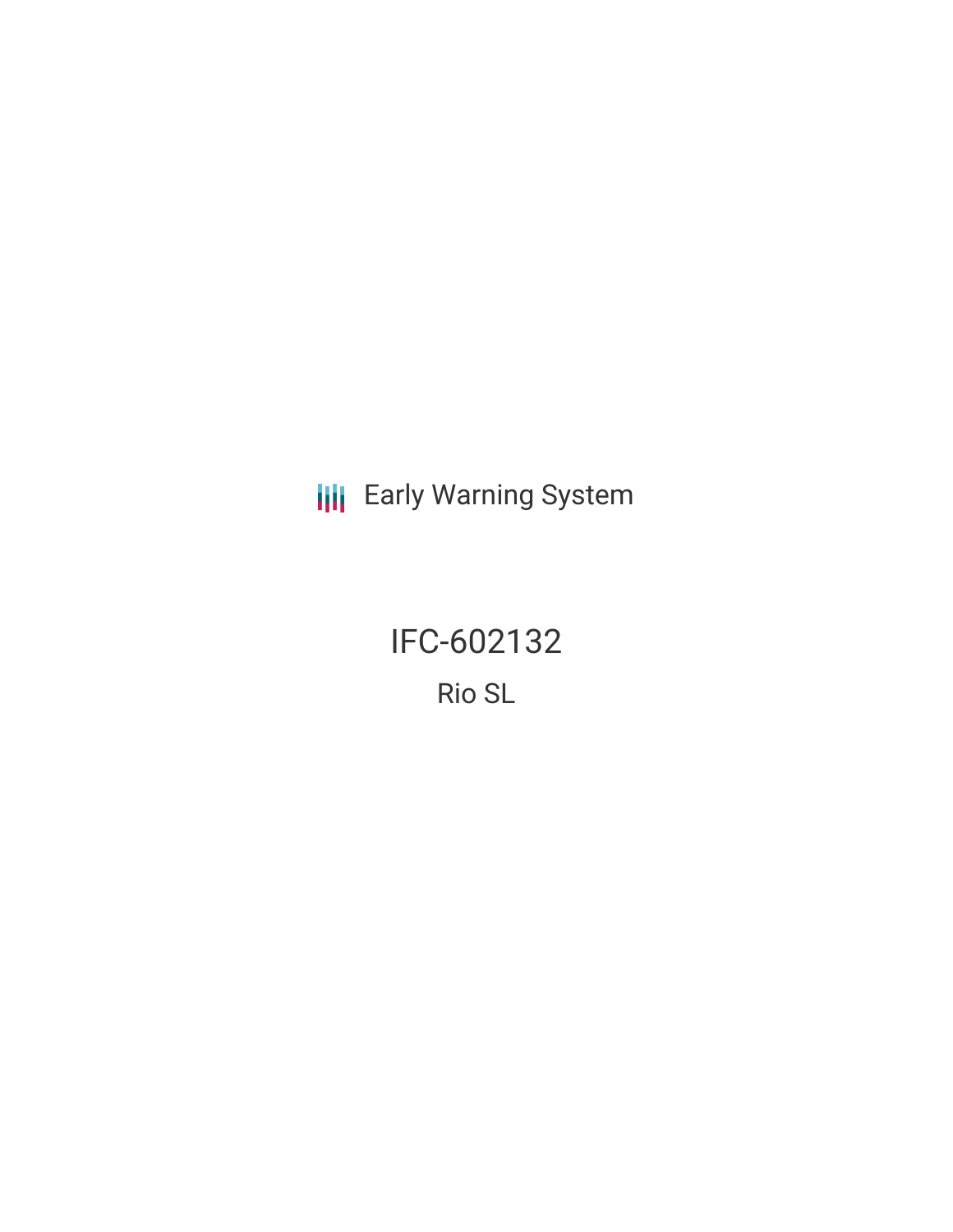Early Warning System

# IFC-602132

## Rio SL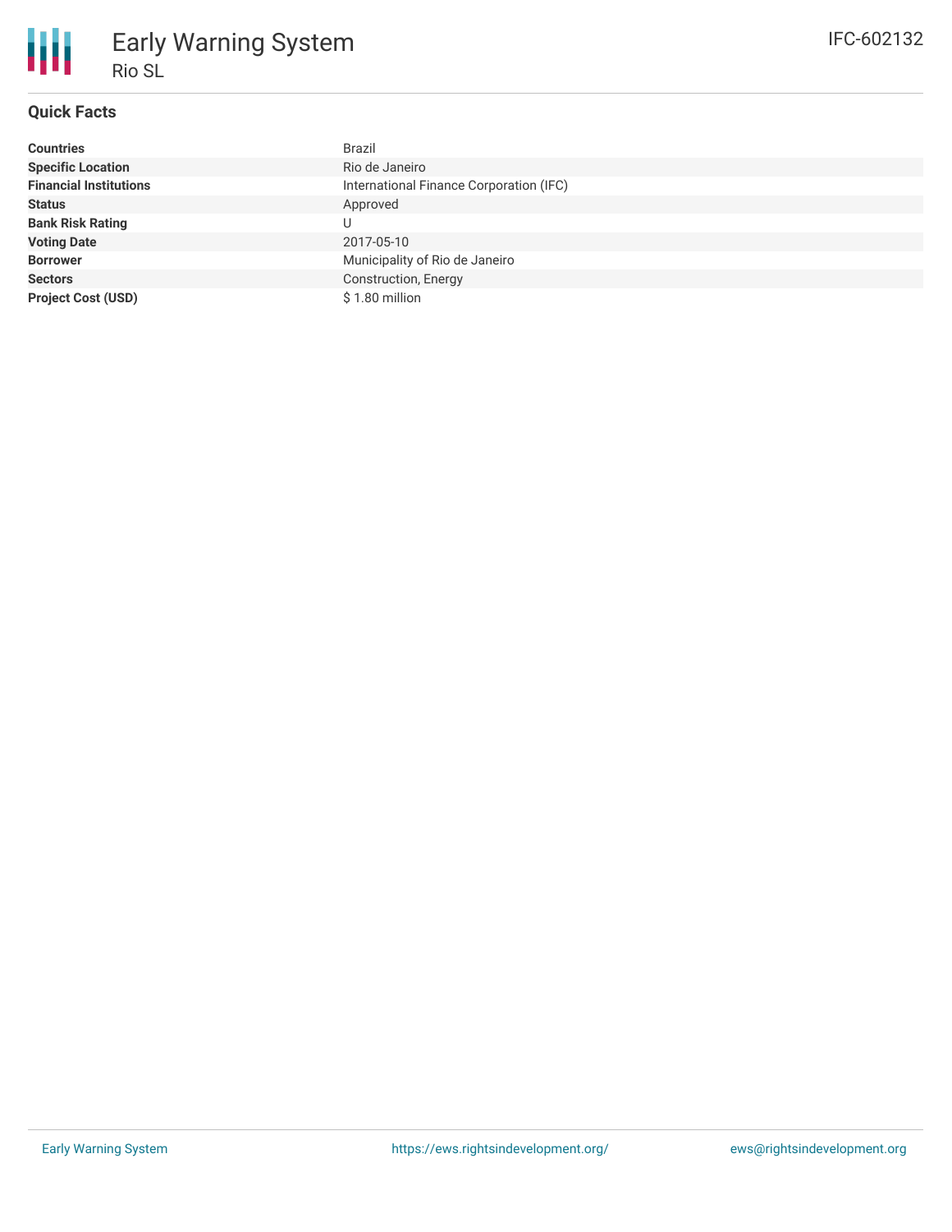# Early Warning System

## Rio SL

IFC-602132

### Quick Facts

| | |
|---|---|
| **Countries** | Brazil |
| **Specific Location** | Rio de Janeiro |
| **Financial Institutions** | International Finance Corporation (IFC) |
| **Status** | Approved |
| **Bank Risk Rating** | U |
| **Voting Date** | 2017-05-10 |
| **Borrower** | Municipality of Rio de Janeiro |
| **Sectors** | Construction, Energy |
| **Project Cost (USD)** | $ 1.80 million |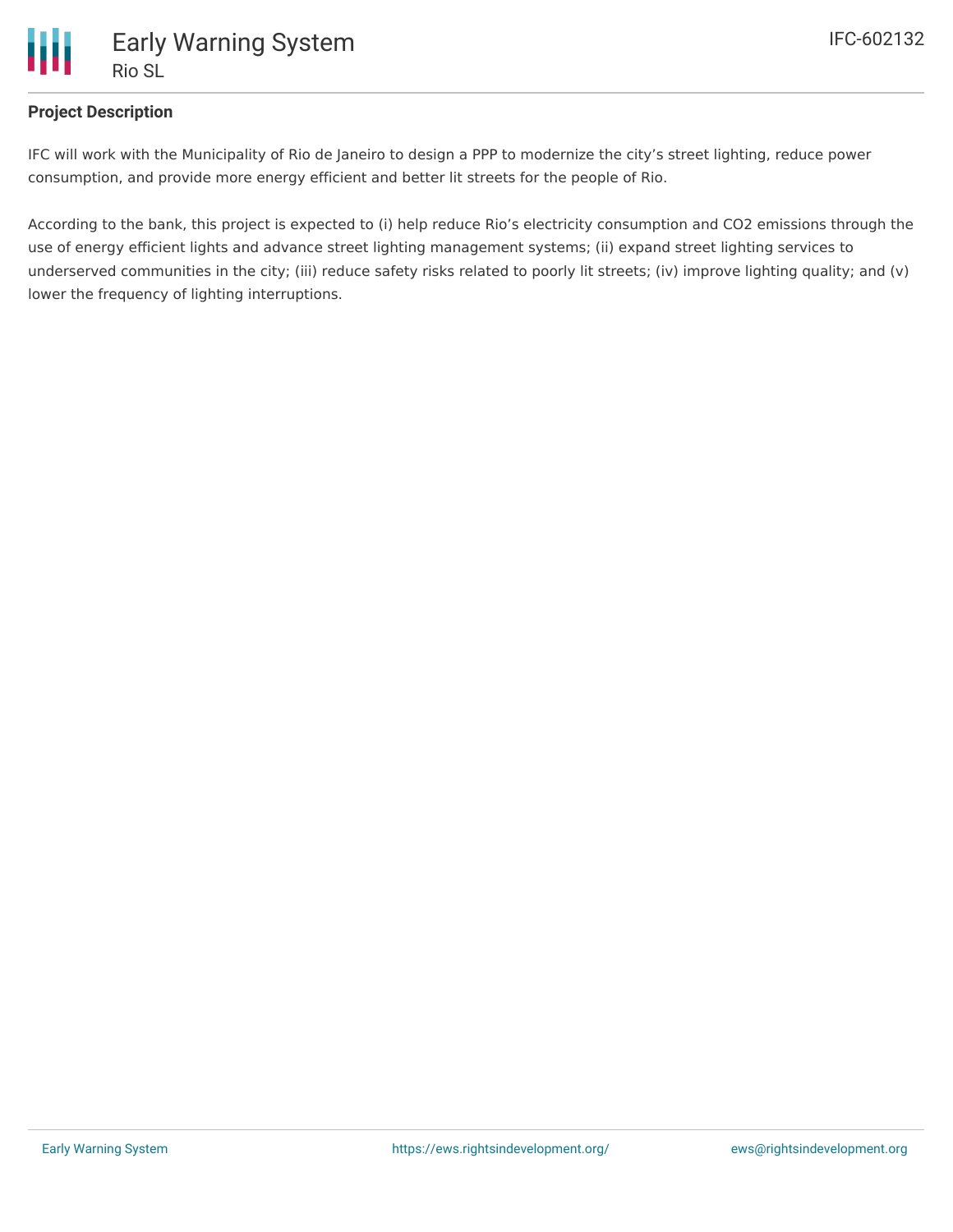## Project Description

IFC will work with the Municipality of Rio de Janeiro to design a PPP to modernize the city's street lighting, reduce power consumption, and provide more energy efficient and better lit streets for the people of Rio.

According to the bank, this project is expected to (i) help reduce Rio's electricity consumption and $CO_2$ emissions through the use of energy efficient lights and advance street lighting management systems; (ii) expand street lighting services to underserved communities in the city; (iii) reduce safety risks related to poorly lit streets; (iv) improve lighting quality; and (v) lower the frequency of lighting interruptions.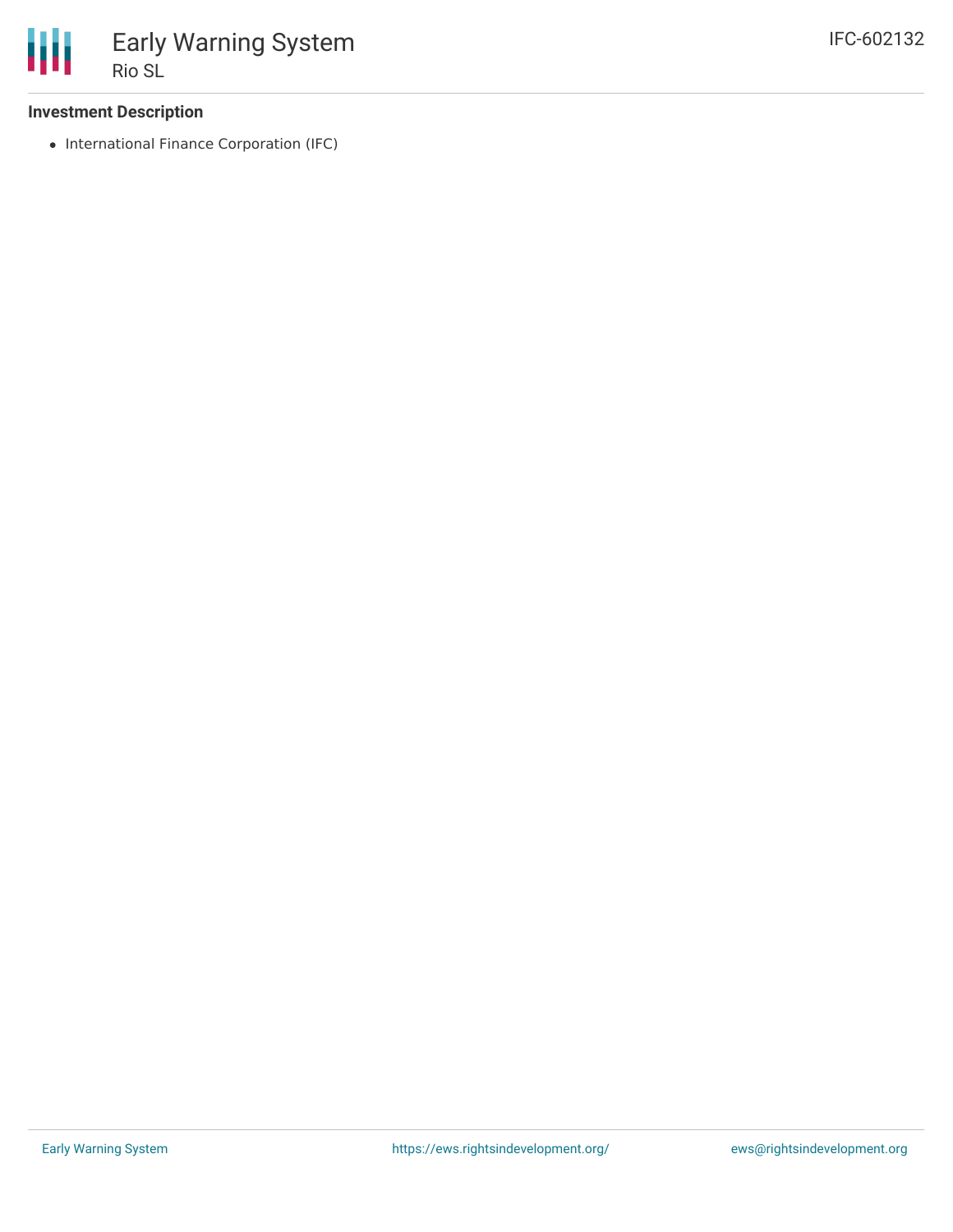### Investment Description

- International Finance Corporation (IFC)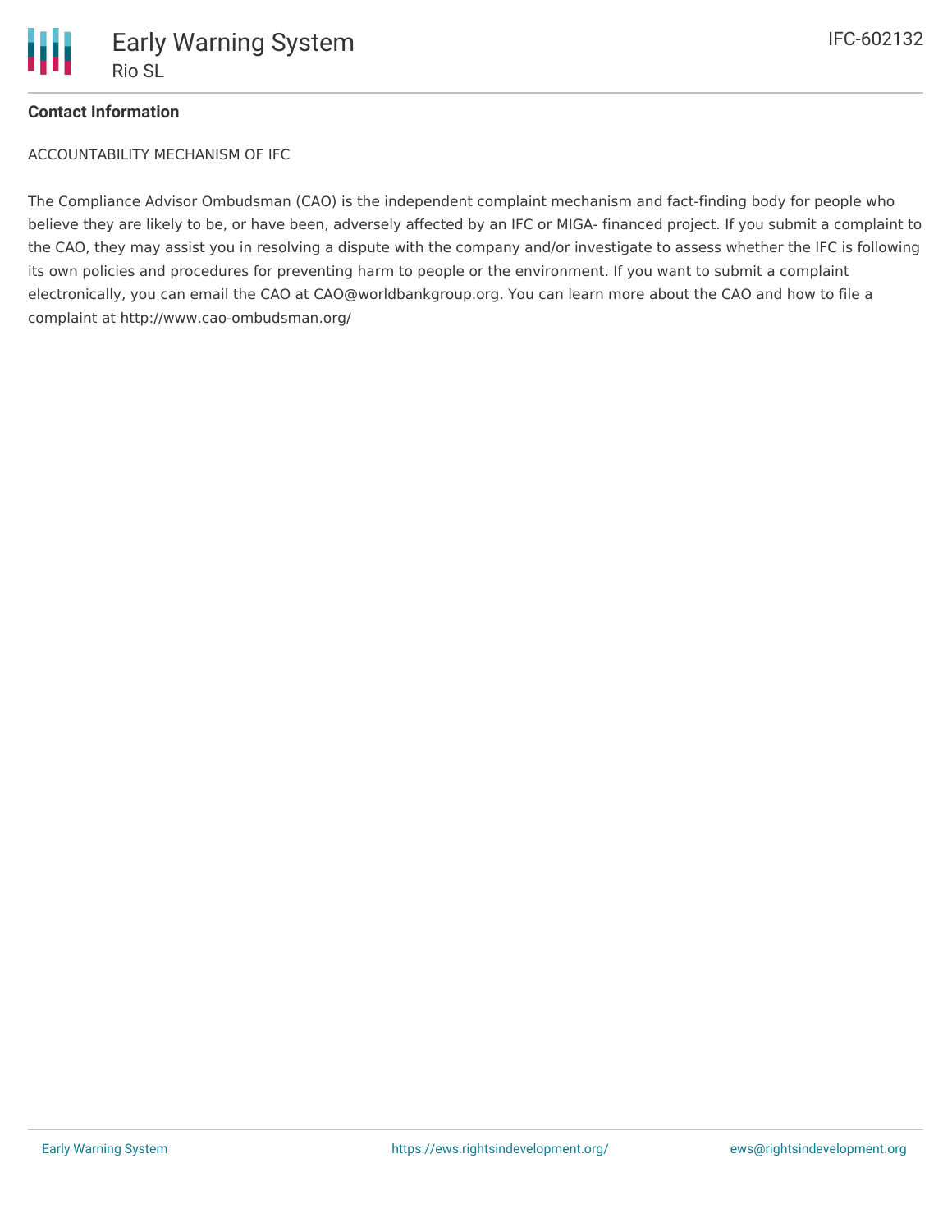**Contact Information**

ACCOUNTABILITY MECHANISM OF IFC

The Compliance Advisor Ombudsman (CAO) is the independent complaint mechanism and fact-finding body for people who believe they are likely to be, or have been, adversely affected by an IFC or MIGA- financed project. If you submit a complaint to the CAO, they may assist you in resolving a dispute with the company and/or investigate to assess whether the IFC is following its own policies and procedures for preventing harm to people or the environment. If you want to submit a complaint electronically, you can email the CAO at CAO@worldbankgroup.org. You can learn more about the CAO and how to file a complaint at http://www.cao-ombudsman.org/